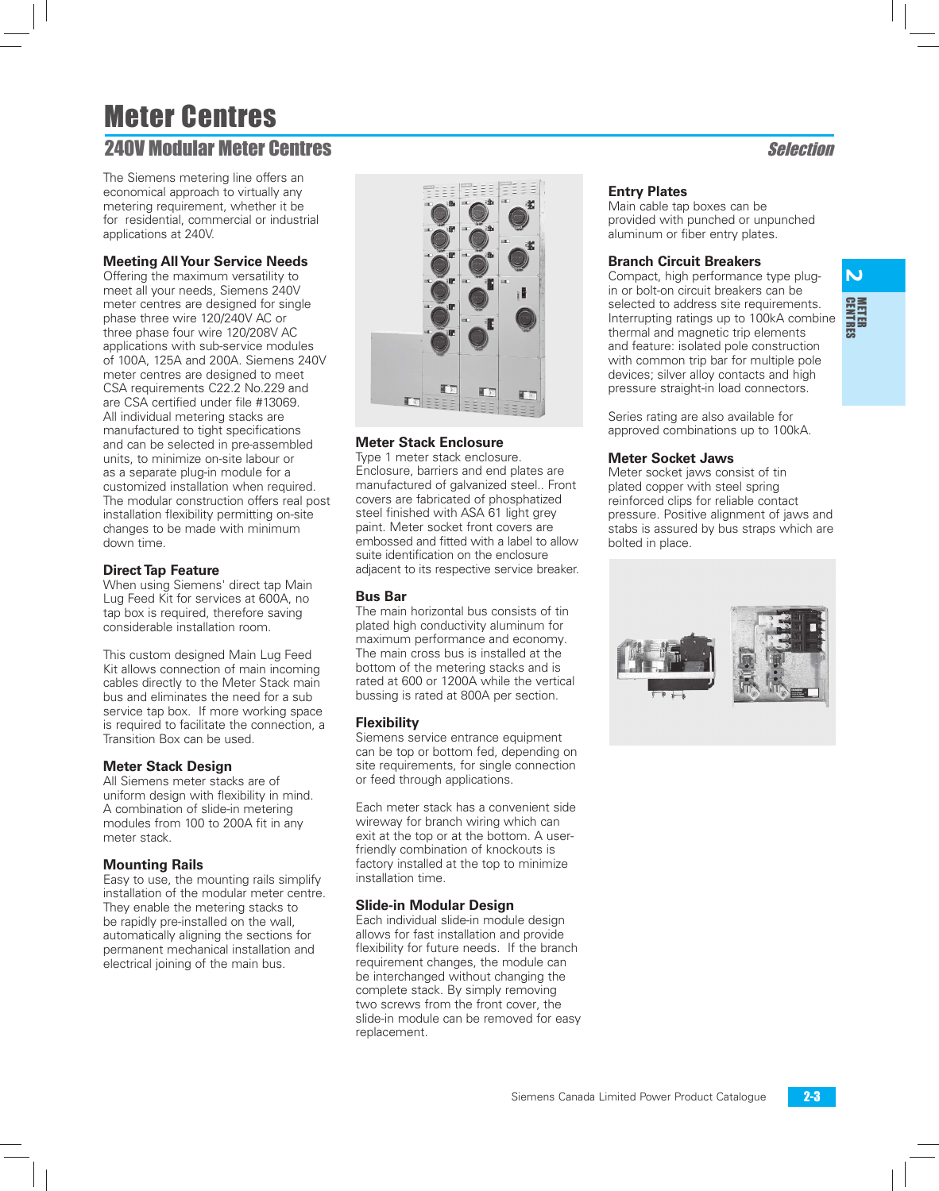# Meter Centres

## 240V Modular Meter Centres

*Selection*

The Siemens metering line offers an economical approach to virtually any metering requirement, whether it be for residential, commercial or industrial applications at 240V.

### Meeting All Your Service Needs

Offering the maximum versatility to meet all your needs, Siemens 240V meter centres are designed for single phase three wire 120/240V AC or three phase four wire 120/208V AC applications with sub-service modules of 100A, 125A and 200A. Siemens 240V meter centres are designed to meet CSA requirements C22.2 No.229 and are CSA certified under file #13069. All individual metering stacks are manufactured to tight specifications and can be selected in pre-assembled units, to minimize on-site labour or as a separate plug-in module for a customized installation when required. The modular construction offers real post installation flexibility permitting on-site changes to be made with minimum down time.

### Direct Tap Feature

When using Siemens' direct tap Main Lug Feed Kit for services at 600A, no tap box is required, therefore saving considerable installation room.

This custom designed Main Lug Feed Kit allows connection of main incoming cables directly to the Meter Stack main bus and eliminates the need for a sub service tap box. If more working space is required to facilitate the connection, a Transition Box can be used.

### Meter Stack Design

All Siemens meter stacks are of uniform design with flexibility in mind. A combination of slide-in metering modules from 100 to 200A fit in any meter stack.

### Mounting Rails

Easy to use, the mounting rails simplify installation of the modular meter centre. They enable the metering stacks to be rapidly pre-installed on the wall, automatically aligning the sections for permanent mechanical installation and electrical joining of the main bus.

### Meter Stack Enclosure

Type 1 meter stack enclosure. Enclosure, barriers and end plates are manufactured of galvanized steel.. Front covers are fabricated of phosphatized steel finished with ASA 61 light grey paint. Meter socket front covers are embossed and fitted with a label to allow suite identification on the enclosure adjacent to its respective service breaker.

### Bus Bar

The main horizontal bus consists of tin plated high conductivity aluminum for maximum performance and economy. The main cross bus is installed at the bottom of the metering stacks and is rated at 600 or 1200A while the vertical bussing is rated at 800A per section.

### Flexibility

Siemens service entrance equipment can be top or bottom fed, depending on site requirements, for single connection or feed through applications.

Each meter stack has a convenient side wireway for branch wiring which can exit at the top or at the bottom. A user-friendly combination of knockouts is factory installed at the top to minimize installation time.

### Slide-in Modular Design

Each individual slide-in module design allows for fast installation and provide flexibility for future needs. If the branch requirement changes, the module can be interchanged without changing the complete stack. By simply removing two screws from the front cover, the slide-in module can be removed for easy replacement.

### Entry Plates

Main cable tap boxes can be provided with punched or unpunched aluminum or fiber entry plates.

### Branch Circuit Breakers

Compact, high performance type plug-in or bolt-on circuit breakers can be selected to address site requirements. Interrupting ratings up to 100kA combine thermal and magnetic trip elements and feature: isolated pole construction with common trip bar for multiple pole devices; silver alloy contacts and high pressure straight-in load connectors.

Series rating are also available for approved combinations up to 100kA.

### Meter Socket Jaws

Meter socket jaws consist of tin plated copper with steel spring reinforced clips for reliable contact pressure. Positive alignment of jaws and stabs is assured by bus straps which are bolted in place.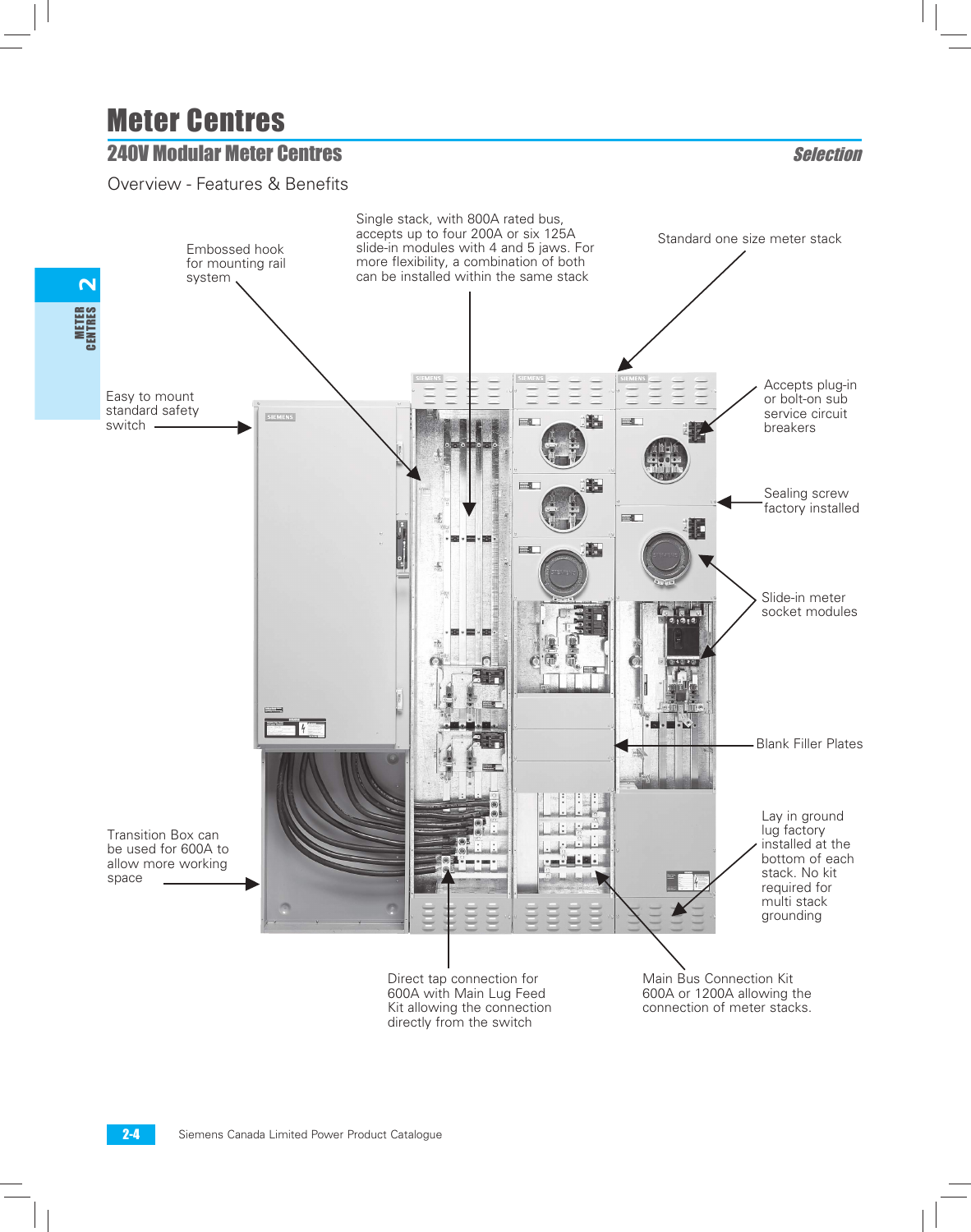# Meter Centres

## 240V Modular Meter Centres

*Selection*

### Overview - Features & Benefits

Embossed hook for mounting rail system

Single stack, with 800A rated bus, accepts up to four 200A or six 125A slide-in modules with 4 and 5 jaws. For more flexibility, a combination of both can be installed within the same stack

Standard one size meter stack

Easy to mount standard safety switch

Accepts plug-in or bolt-on sub service circuit breakers

Sealing screw factory installed

Slide-in meter socket modules

Blank Filler Plates

Transition Box can be used for 600A to allow more working space

Lay in ground lug factory installed at the bottom of each stack. No kit required for multi stack grounding

Direct tap connection for 600A with Main Lug Feed Kit allowing the connection directly from the switch

Main Bus Connection Kit 600A or 1200A allowing the connection of meter stacks.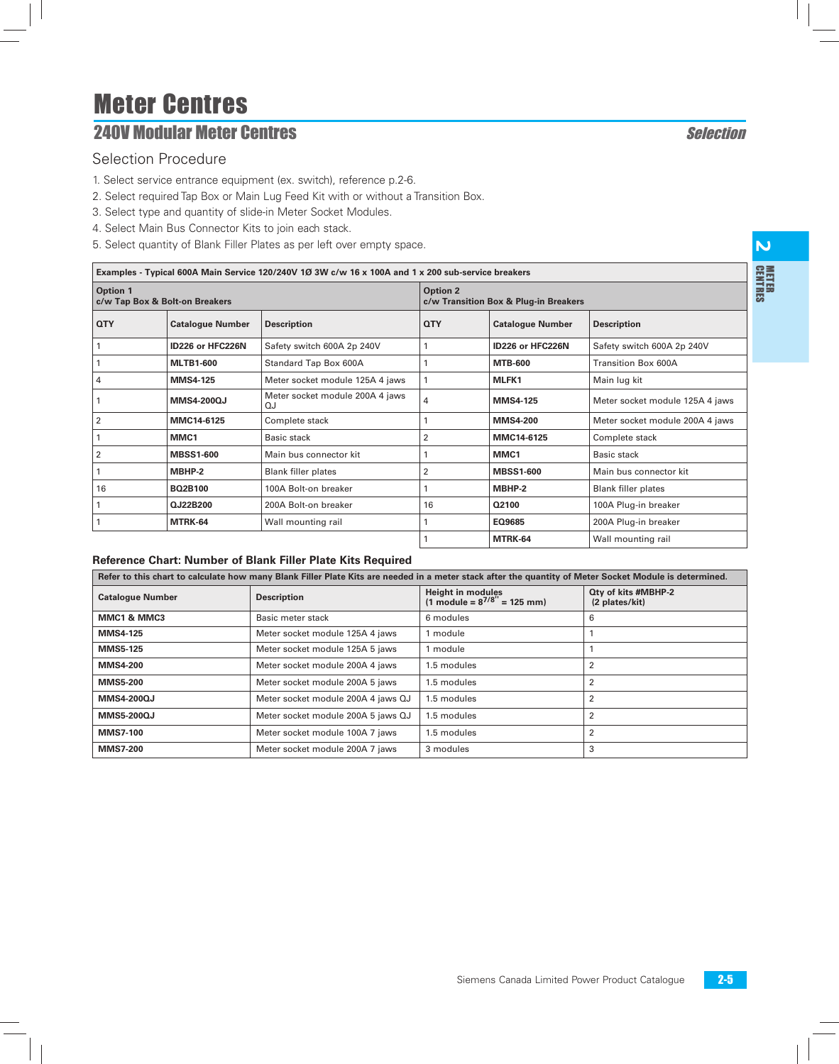# Meter Centres

## 240V Modular Meter Centres

*Selection*

### Selection Procedure

1. Select service entrance equipment (ex. switch), reference p.2-6.
2. Select required Tap Box or Main Lug Feed Kit with or without a Transition Box.
3. Select type and quantity of slide-in Meter Socket Modules.
4. Select Main Bus Connector Kits to join each stack.
5. Select quantity of Blank Filler Plates as per left over empty space.

| Examples - Typical 600A Main Service 120/240V 1Ø 3W c/w 16 x 100A and 1 x 200 sub-service breakers | | | | | |
|---|---|---|---|---|---|
| **Option 1**<br>**c/w Tap Box & Bolt-on Breakers** | | | **Option 2**<br>**c/w Transition Box & Plug-in Breakers** | | |
| **QTY** | **Catalogue Number** | **Description** | **QTY** | **Catalogue Number** | **Description** |
| 1 | **ID226 or HFC226N** | Safety switch 600A 2p 240V | 1 | **ID226 or HFC226N** | Safety switch 600A 2p 240V |
| 1 | **MLTB1-600** | Standard Tap Box 600A | 1 | **MTB-600** | Transition Box 600A |
| 4 | **MMS4-125** | Meter socket module 125A 4 jaws | 1 | **MLFK1** | Main lug kit |
| 1 | **MMS4-200QJ** | Meter socket module 200A 4 jaws QJ | 4 | **MMS4-125** | Meter socket module 125A 4 jaws |
| 2 | **MMC14-6125** | Complete stack | 1 | **MMS4-200** | Meter socket module 200A 4 jaws |
| 1 | **MMC1** | Basic stack | 2 | **MMC14-6125** | Complete stack |
| 2 | **MBSS1-600** | Main bus connector kit | 1 | **MMC1** | Basic stack |
| 1 | **MBHP-2** | Blank filler plates | 2 | **MBSS1-600** | Main bus connector kit |
| 16 | **BQ2B100** | 100A Bolt-on breaker | 1 | **MBHP-2** | Blank filler plates |
| 1 | **QJ22B200** | 200A Bolt-on breaker | 16 | **Q2100** | 100A Plug-in breaker |
| 1 | **MTRK-64** | Wall mounting rail | 1 | **EQ9685** | 200A Plug-in breaker |
| | | | 1 | **MTRK-64** | Wall mounting rail |

### Reference Chart: Number of Blank Filler Plate Kits Required

| Refer to this chart to calculate how many Blank Filler Plate Kits are needed in a meter stack after the quantity of Meter Socket Module is determined. | | | |
|---|---|---|---|
| **Catalogue Number** | **Description** | **Height in modules**<br>**(1 module = $8^{7/8}$" = 125 mm)** | **Qty of kits #MBHP-2**<br>**(2 plates/kit)** |
| **MMC1 & MMC3** | Basic meter stack | 6 modules | 6 |
| **MMS4-125** | Meter socket module 125A 4 jaws | 1 module | 1 |
| **MMS5-125** | Meter socket module 125A 5 jaws | 1 module | 1 |
| **MMS4-200** | Meter socket module 200A 4 jaws | 1.5 modules | 2 |
| **MMS5-200** | Meter socket module 200A 5 jaws | 1.5 modules | 2 |
| **MMS4-200QJ** | Meter socket module 200A 4 jaws QJ | 1.5 modules | 2 |
| **MMS5-200QJ** | Meter socket module 200A 5 jaws QJ | 1.5 modules | 2 |
| **MMS7-100** | Meter socket module 100A 7 jaws | 1.5 modules | 2 |
| **MMS7-200** | Meter socket module 200A 7 jaws | 3 modules | 3 |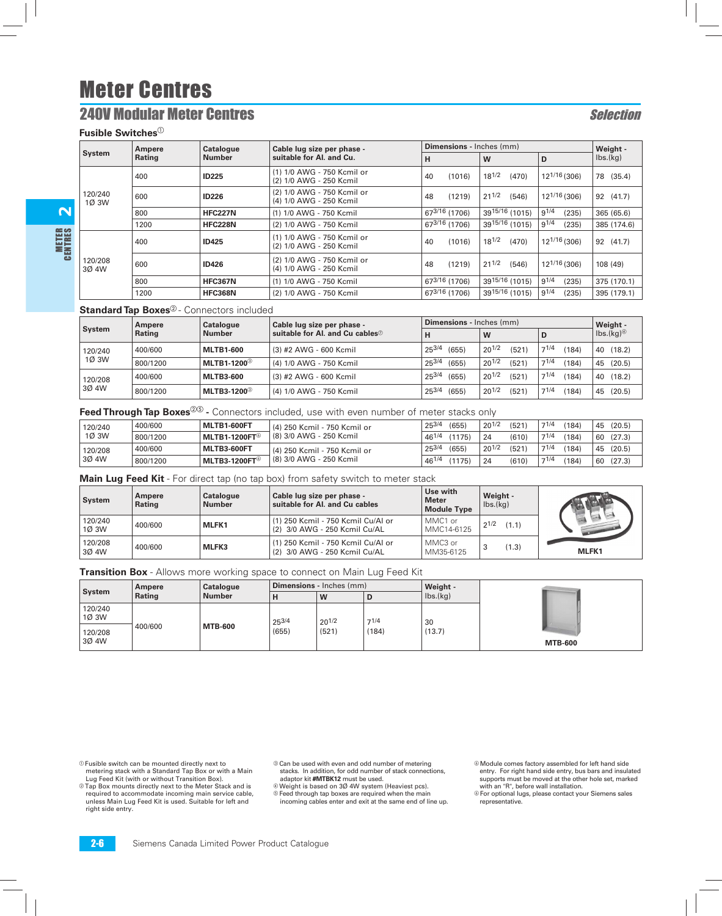# Meter Centres

## 240V Modular Meter Centres

*Selection*

### Fusible Switches[1]

| System | Ampere Rating | Catalogue Number | Cable lug size per phase - suitable for Al. and Cu. | Dimensions - Inches (mm) | | | Weight - lbs.(kg) |
|---|---|---|---|---|---|---|---|
| | | | | H | W | D | |
| 120/240 1Ø 3W | 400 | **ID225** | (1) 1/0 AWG - 750 Kcmil or (2) 1/0 AWG - 250 Kcmil | 40 (1016) | 18 1/2 (470) | 12 1/16 (306) | 78 (35.4) |
| | 600 | **ID226** | (2) 1/0 AWG - 750 Kcmil or (4) 1/0 AWG - 250 Kcmil | 48 (1219) | 21 1/2 (546) | 12 1/16 (306) | 92 (41.7) |
| | 800 | **HFC227N** | (1) 1/0 AWG - 750 Kcmil | 67 3/16 (1706) | 39 15/16 (1015) | 9 1/4 (235) | 365 (65.6) |
| | 1200 | **HFC228N** | (2) 1/0 AWG - 750 Kcmil | 67 3/16 (1706) | 39 15/16 (1015) | 9 1/4 (235) | 385 (174.6) |
| 120/208 3Ø 4W | 400 | **ID425** | (1) 1/0 AWG - 750 Kcmil or (2) 1/0 AWG - 250 Kcmil | 40 (1016) | 18 1/2 (470) | 12 1/16 (306) | 92 (41.7) |
| | 600 | **ID426** | (2) 1/0 AWG - 750 Kcmil or (4) 1/0 AWG - 250 Kcmil | 48 (1219) | 21 1/2 (546) | 12 1/16 (306) | 108 (49) |
| | 800 | **HFC367N** | (1) 1/0 AWG - 750 Kcmil | 67 3/16 (1706) | 39 15/16 (1015) | 9 1/4 (235) | 375 (170.1) |
| | 1200 | **HFC368N** | (2) 1/0 AWG - 750 Kcmil | 67 3/16 (1706) | 39 15/16 (1015) | 9 1/4 (235) | 395 (179.1) |

### Standard Tap Boxes[2] - Connectors included

| System | Ampere Rating | Catalogue Number | Cable lug size per phase - suitable for Al. and Cu cables[7] | Dimensions - Inches (mm) | | | Weight - lbs.(kg)[4] |
|---|---|---|---|---|---|---|---|
| | | | | H | W | D | |
| 120/240 1Ø 3W | 400/600 | **MLTB1-600** | (3) #2 AWG - 600 Kcmil | 25 3/4 (655) | 20 1/2 (521) | 7 1/4 (184) | 40 (18.2) |
| | 800/1200 | **MLTB1-1200**[3] | (4) 1/0 AWG - 750 Kcmil | 25 3/4 (655) | 20 1/2 (521) | 7 1/4 (184) | 45 (20.5) |
| 120/208 3Ø 4W | 400/600 | **MLTB3-600** | (3) #2 AWG - 600 Kcmil | 25 3/4 (655) | 20 1/2 (521) | 7 1/4 (184) | 40 (18.2) |
| | 800/1200 | **MLTB3-1200**[3] | (4) 1/0 AWG - 750 Kcmil | 25 3/4 (655) | 20 1/2 (521) | 7 1/4 (184) | 45 (20.5) |

### Feed Through Tap Boxes[2][5] - Connectors included, use with even number of meter stacks only

| System | Ampere Rating | Catalogue Number | Cable lug size per phase | H | W | D | Weight - lbs.(kg) |
|---|---|---|---|---|---|---|---|
| 120/240 1Ø 3W | 400/600 | **MLTB1-600FT** | (4) 250 Kcmil - 750 Kcmil or (8) 3/0 AWG - 250 Kcmil | 25 3/4 (655) | 20 1/2 (521) | 7 1/4 (184) | 45 (20.5) |
| | 800/1200 | **MLTB1-1200FT**[6] | | 46 1/4 (1175) | 24 (610) | 7 1/4 (184) | 60 (27.3) |
| 120/208 3Ø 4W | 400/600 | **MLTB3-600FT** | (4) 250 Kcmil - 750 Kcmil or (8) 3/0 AWG - 250 Kcmil | 25 3/4 (655) | 20 1/2 (521) | 7 1/4 (184) | 45 (20.5) |
| | 800/1200 | **MLTB3-1200FT**[6] | | 46 1/4 (1175) | 24 (610) | 7 1/4 (184) | 60 (27.3) |

### Main Lug Feed Kit - For direct tap (no tap box) from safety switch to meter stack

| System | Ampere Rating | Catalogue Number | Cable lug size per phase - suitable for Al. and Cu cables | Use with Meter Module Type | Weight - lbs.(kg) |
|---|---|---|---|---|---|
| 120/240 1Ø 3W | 400/600 | **MLFK1** | (1) 250 Kcmil - 750 Kcmil Cu/Al or (2) 3/0 AWG - 250 Kcmil Cu/AL | MMC1 or MMC14-6125 | 2 1/2 (1.1) |
| 120/208 3Ø 4W | 400/600 | **MLFK3** | (1) 250 Kcmil - 750 Kcmil Cu/Al or (2) 3/0 AWG - 250 Kcmil Cu/AL | MMC3 or MM35-6125 | 3 (1.3) |

**MLFK1**

### Transition Box - Allows more working space to connect on Main Lug Feed Kit

| System | Ampere Rating | Catalogue Number | Dimensions - Inches (mm) | | | Weight - lbs.(kg) |
|---|---|---|---|---|---|---|
| | | | H | W | D | |
| 120/240 1Ø 3W<br>120/208 3Ø 4W | 400/600 | **MTB-600** | 25 3/4 (655) | 20 1/2 (521) | 7 1/4 (184) | 30 (13.7) |

**MTB-600**

[1] Fusible switch can be mounted directly next to metering stack with a Standard Tap Box or with a Main Lug Feed Kit (with or without Transition Box).
[2] Tap Box mounts directly next to the Meter Stack and is required to accommodate incoming main service cable, unless Main Lug Feed Kit is used. Suitable for left and right side entry.
[3] Can be used with even and odd number of metering stacks. In addition, for odd number of stack connections, adaptor kit **#MTBK12** must be used.
[4] Weight is based on 3Ø 4W system (Heaviest pcs).
[5] Feed through tap boxes are required when the main incoming cables enter and exit at the same end of line up.
[6] Module comes factory assembled for left hand side entry. For right hand side entry, bus bars and insulated supports must be moved at the other hole set, marked with an "R", before wall installation.
[7] For optional lugs, please contact your Siemens sales representative.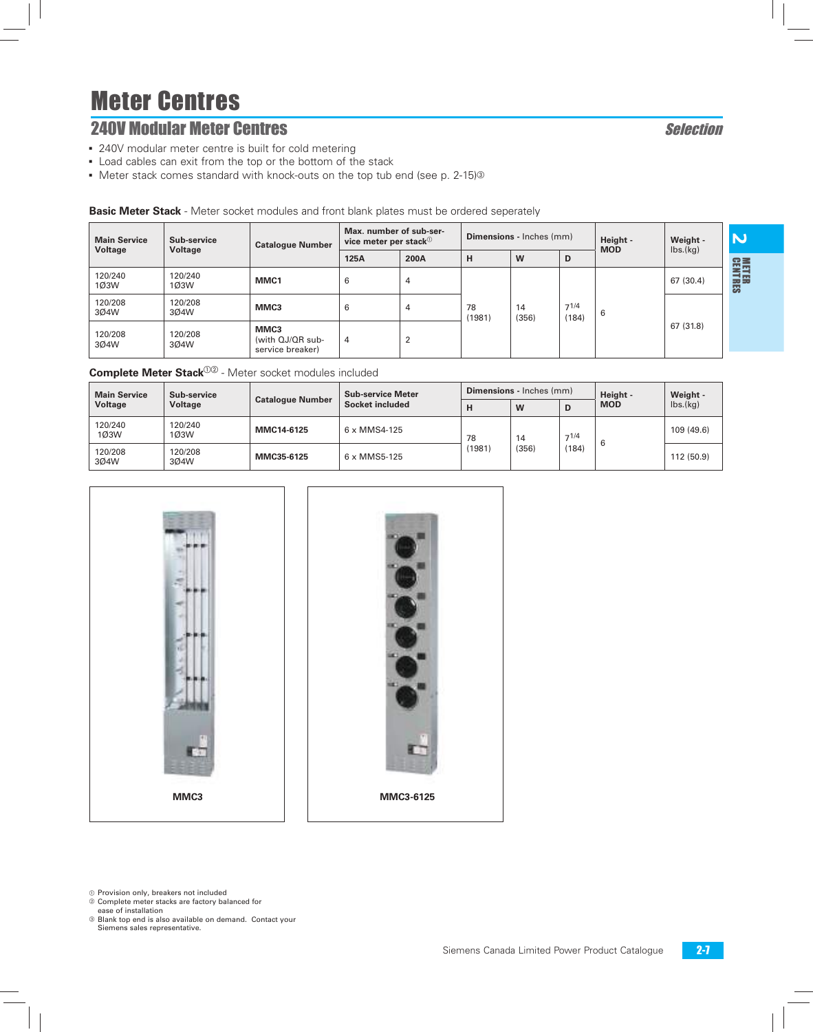# Meter Centres

## 240V Modular Meter Centres

*Selection*

- 240V modular meter centre is built for cold metering
- Load cables can exit from the top or the bottom of the stack
- Meter stack comes standard with knock-outs on the top tub end (see p. 2-15)③

**Basic Meter Stack** - Meter socket modules and front blank plates must be ordered seperately

| Main Service Voltage | Sub-service Voltage | Catalogue Number | Max. number of sub-service meter per stack① | | Dimensions - Inches (mm) | | | Height - MOD | Weight - lbs.(kg) |
|---|---|---|---|---|---|---|---|---|---|
| | | | 125A | 200A | H | W | D | | |
| 120/240 1Ø3W | 120/240 1Ø3W | **MMC1** | 6 | 4 | 78 (1981) | 14 (356) | 7 1/4 (184) | 6 | 67 (30.4) |
| 120/208 3Ø4W | 120/208 3Ø4W | **MMC3** | 6 | 4 | | | | | 67 (31.8) |
| 120/208 3Ø4W | 120/208 3Ø4W | **MMC3** (with QJ/QR sub-service breaker) | 4 | 2 | | | | | |

**Complete Meter Stack**①② - Meter socket modules included

| Main Service Voltage | Sub-service Voltage | Catalogue Number | Sub-service Meter Socket included | Dimensions - Inches (mm) | | | Height - MOD | Weight - lbs.(kg) |
|---|---|---|---|---|---|---|---|---|
| | | | | H | W | D | | |
| 120/240 1Ø3W | 120/240 1Ø3W | **MMC14-6125** | 6 x MMS4-125 | 78 (1981) | 14 (356) | 7 1/4 (184) | 6 | 109 (49.6) |
| 120/208 3Ø4W | 120/208 3Ø4W | **MMC35-6125** | 6 x MMS5-125 | | | | | 112 (50.9) |

**MMC3**

**MMC3-6125**

① Provision only, breakers not included
② Complete meter stacks are factory balanced for ease of installation
③ Blank top end is also available on demand. Contact your Siemens sales representative.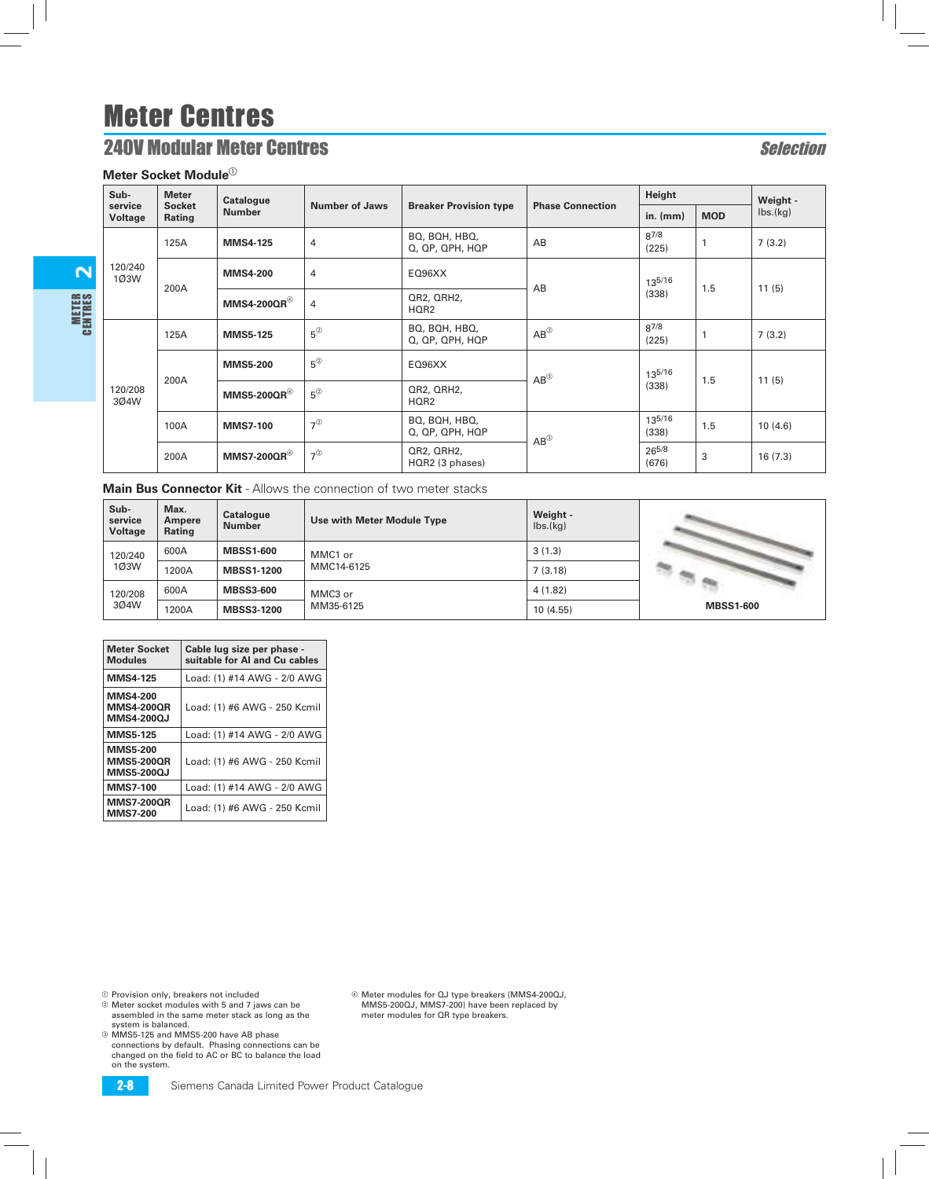# Meter Centres

## 240V Modular Meter Centres

*Selection*

### Meter Socket Module[1]

| Sub-service Voltage | Meter Socket Rating | Catalogue Number | Number of Jaws | Breaker Provision type | Phase Connection | Height | | Weight - lbs.(kg) |
|---|---|---|---|---|---|---|---|---|
| | | | | | | in. (mm) | MOD | |
| 120/240 1Ø3W | 125A | **MMS4-125** | 4 | BQ, BQH, HBQ, Q, QP, QPH, HQP | AB | 8 7/8 (225) | 1 | 7 (3.2) |
| | 200A | **MMS4-200** | 4 | EQ96XX | AB | 13 5/16 (338) | 1.5 | 11 (5) |
| | | **MMS4-200QR**[4] | 4 | QR2, QRH2, HQR2 | | | | |
| 120/208 3Ø4W | 125A | **MMS5-125** | 5[2] | BQ, BQH, HBQ, Q, QP, QPH, HQP | AB[3] | 8 7/8 (225) | 1 | 7 (3.2) |
| | 200A | **MMS5-200** | 5[2] | EQ96XX | AB[3] | 13 5/16 (338) | 1.5 | 11 (5) |
| | | **MMS5-200QR**[4] | 5[2] | QR2, QRH2, HQR2 | | | | |
| | 100A | **MMS7-100** | 7[2] | BQ, BQH, HBQ, Q, QP, QPH, HQP | AB[3] | 13 5/16 (338) | 1.5 | 10 (4.6) |
| | 200A | **MMS7-200QR**[4] | 7[2] | QR2, QRH2, HQR2 (3 phases) | | 26 5/8 (676) | 3 | 16 (7.3) |

### Main Bus Connector Kit - Allows the connection of two meter stacks

| Sub-service Voltage | Max. Ampere Rating | Catalogue Number | Use with Meter Module Type | Weight - lbs.(kg) |
|---|---|---|---|---|
| 120/240 1Ø3W | 600A | **MBSS1-600** | MMC1 or MMC14-6125 | 3 (1.3) |
| | 1200A | **MBSS1-1200** | | 7 (3.18) |
| 120/208 3Ø4W | 600A | **MBSS3-600** | MMC3 or MM35-6125 | 4 (1.82) |
| | 1200A | **MBSS3-1200** | | 10 (4.55) |

**MBSS1-600**

| Meter Socket Modules | Cable lug size per phase - suitable for Al and Cu cables |
|---|---|
| **MMS4-125** | Load: (1) #14 AWG - 2/0 AWG |
| **MMS4-200** **MMS4-200QR** **MMS4-200QJ** | Load: (1) #6 AWG - 250 Kcmil |
| **MMS5-125** | Load: (1) #14 AWG - 2/0 AWG |
| **MMS5-200** **MMS5-200QR** **MMS5-200QJ** | Load: (1) #6 AWG - 250 Kcmil |
| **MMS7-100** | Load: (1) #14 AWG - 2/0 AWG |
| **MMS7-200QR** **MMS7-200** | Load: (1) #6 AWG - 250 Kcmil |

[1] Provision only, breakers not included
[2] Meter socket modules with 5 and 7 jaws can be assembled in the same meter stack as long as the system is balanced.
[3] MMS5-125 and MMS5-200 have AB phase connections by default. Phasing connections can be changed on the field to AC or BC to balance the load on the system.
[4] Meter modules for QJ type breakers (MMS4-200QJ, MMS5-200QJ, MMS7-200) have been replaced by meter modules for QR type breakers.

Siemens Canada Limited Power Product Catalogue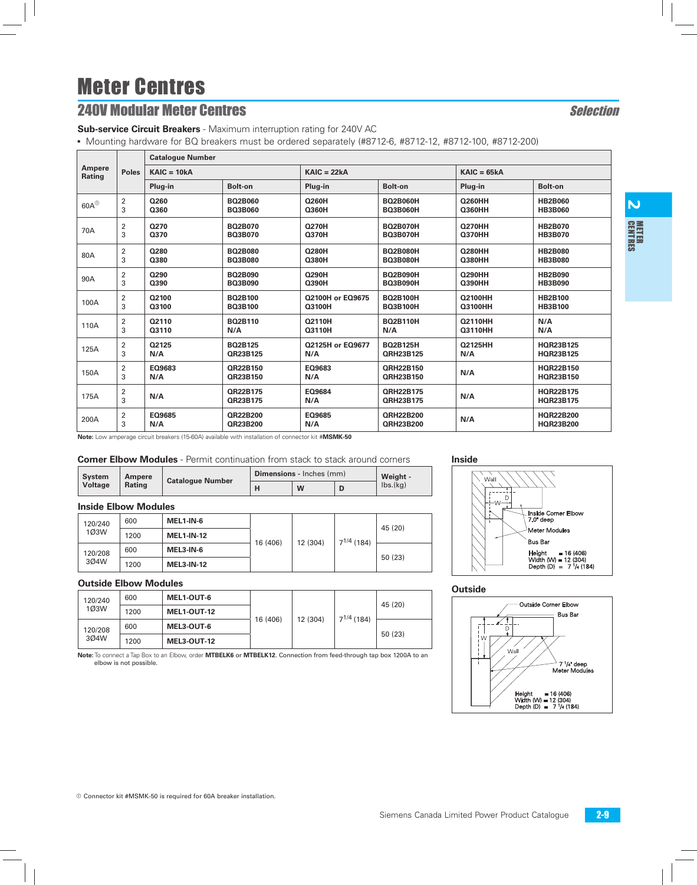# Meter Centres

## 240V Modular Meter Centres

*Selection*

**Sub-service Circuit Breakers** - Maximum interruption rating for 240V AC

- Mounting hardware for BQ breakers must be ordered separately (#8712-6, #8712-12, #8712-100, #8712-200)

| Ampere Rating | Poles | Catalogue Number | | | | | |
|---|---|---|---|---|---|---|---|
| | | KAIC = 10kA | | KAIC = 22kA | | KAIC = 65kA | |
| | | Plug-in | Bolt-on | Plug-in | Bolt-on | Plug-in | Bolt-on |
| 60A[1] | 2<br>3 | Q260<br>Q360 | BQ2B060<br>BQ3B060 | Q260H<br>Q360H | BQ2B060H<br>BQ3B060H | Q260HH<br>Q360HH | HB2B060<br>HB3B060 |
| 70A | 2<br>3 | Q270<br>Q370 | BQ2B070<br>BQ3B070 | Q270H<br>Q370H | BQ2B070H<br>BQ3B070H | Q270HH<br>Q370HH | HB2B070<br>HB3B070 |
| 80A | 2<br>3 | Q280<br>Q380 | BQ2B080<br>BQ3B080 | Q280H<br>Q380H | BQ2B080H<br>BQ3B080H | Q280HH<br>Q380HH | HB2B080<br>HB3B080 |
| 90A | 2<br>3 | Q290<br>Q390 | BQ2B090<br>BQ3B090 | Q290H<br>Q390H | BQ2B090H<br>BQ3B090H | Q290HH<br>Q390HH | HB2B090<br>HB3B090 |
| 100A | 2<br>3 | Q2100<br>Q3100 | BQ2B100<br>BQ3B100 | Q2100H or EQ9675<br>Q3100H | BQ2B100H<br>BQ3B100H | Q2100HH<br>Q3100HH | HB2B100<br>HB3B100 |
| 110A | 2<br>3 | Q2110<br>Q3110 | BQ2B110<br>N/A | Q2110H<br>Q3110H | BQ2B110H<br>N/A | Q2110HH<br>Q3110HH | N/A<br>N/A |
| 125A | 2<br>3 | Q2125<br>N/A | BQ2B125<br>QR23B125 | Q2125H or EQ9677<br>N/A | BQ2B125H<br>QRH23B125 | Q2125HH<br>N/A | HQR23B125<br>HQR23B125 |
| 150A | 2<br>3 | EQ9683<br>N/A | QR22B150<br>QR23B150 | EQ9683<br>N/A | QRH22B150<br>QRH23B150 | N/A | HQR22B150<br>HQR23B150 |
| 175A | 2<br>3 | N/A | QR22B175<br>QR23B175 | EQ9684<br>N/A | QRH22B175<br>QRH23B175 | N/A | HQR22B175<br>HQR23B175 |
| 200A | 2<br>3 | EQ9685<br>N/A | QR22B200<br>QR23B200 | EQ9685<br>N/A | QRH22B200<br>QRH23B200 | N/A | HQR22B200<br>HQR23B200 |

**Note:** Low amperage circuit breakers (15-60A) available with installation of connector kit #**MSMK-50**

**Corner Elbow Modules** - Permit continuation from stack to stack around corners

| System Voltage | Ampere Rating | Catalogue Number | Dimensions - Inches (mm) | | | Weight - lbs.(kg) |
|---|---|---|---|---|---|---|
| | | | H | W | D | |
| **Inside Elbow Modules** | | | | | | |
| 120/240 1Ø3W | 600 | MEL1-IN-6 | 16 (406) | 12 (304) | $7^{1/4}$ (184) | 45 (20) |
| | 1200 | MEL1-IN-12 | | | | |
| 120/208 3Ø4W | 600 | MEL3-IN-6 | | | | 50 (23) |
| | 1200 | MEL3-IN-12 | | | | |
| **Outside Elbow Modules** | | | | | | |
| 120/240 1Ø3W | 600 | MEL1-OUT-6 | 16 (406) | 12 (304) | $7^{1/4}$ (184) | 45 (20) |
| | 1200 | MEL1-OUT-12 | | | | |
| 120/208 3Ø4W | 600 | MEL3-OUT-6 | | | | 50 (23) |
| | 1200 | MEL3-OUT-12 | | | | |

**Note:** To connect a Tap Box to an Elbow, order **MTBELK6** or **MTBELK12**. Connection from feed-through tap box 1200A to an elbow is not possible.

### Inside

Wall, W, D, Inside Corner Elbow 7.0" deep, Meter Modules, Bus Bar

Height = 16 (406)
Width (W) = 12 (304)
Depth (D) = 7 1/4 (184)

### Outside

Outside Corner Elbow, Bus Bar, D, W, Wall, 7 1/4" deep Meter Modules

Height = 16 (406)
Width (W) = 12 (304)
Depth (D) = 7 1/4 (184)

[1] Connector kit #MSMK-50 is required for 60A breaker installation.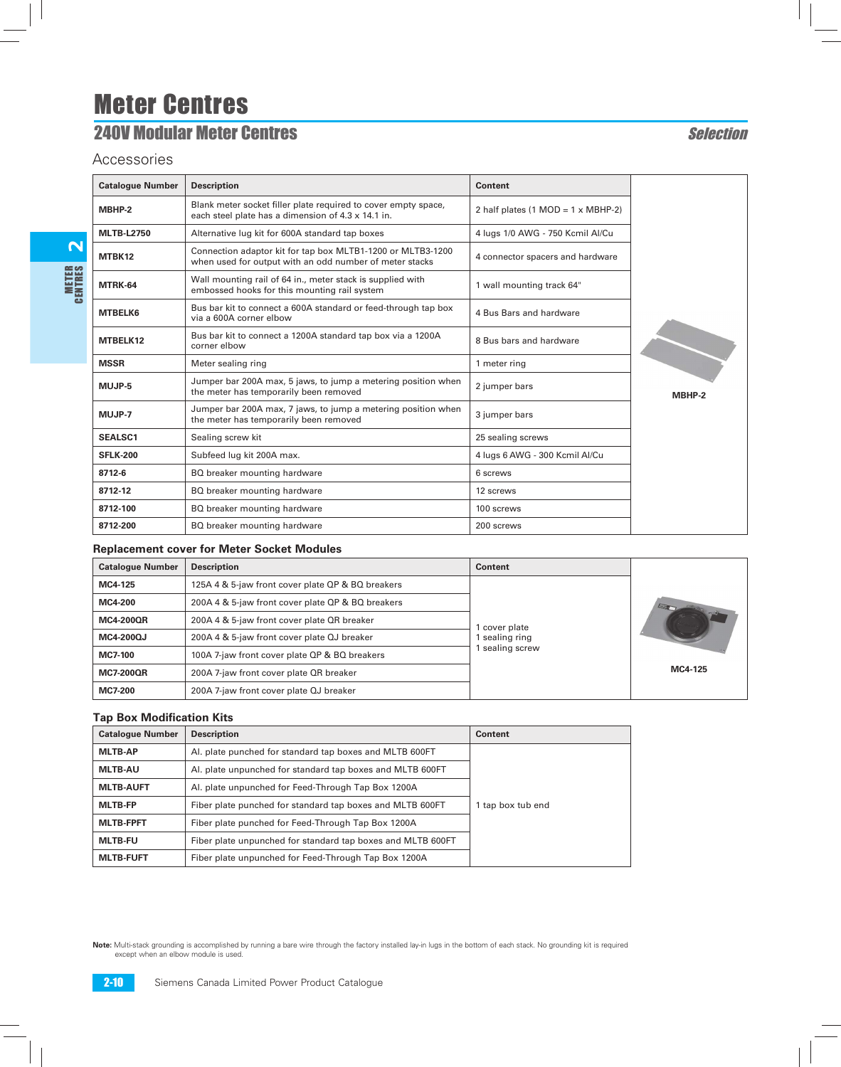# Meter Centres

## 240V Modular Meter Centres

*Selection*

### Accessories

| Catalogue Number | Description | Content |
|---|---|---|
| **MBHP-2** | Blank meter socket filler plate required to cover empty space, each steel plate has a dimension of 4.3 x 14.1 in. | 2 half plates (1 MOD = 1 x MBHP-2) |
| **MLTB-L2750** | Alternative lug kit for 600A standard tap boxes | 4 lugs 1/0 AWG - 750 Kcmil Al/Cu |
| **MTBK12** | Connection adaptor kit for tap box MLTB1-1200 or MLTB3-1200 when used for output with an odd number of meter stacks | 4 connector spacers and hardware |
| **MTRK-64** | Wall mounting rail of 64 in., meter stack is supplied with embossed hooks for this mounting rail system | 1 wall mounting track 64" |
| **MTBELK6** | Bus bar kit to connect a 600A standard or feed-through tap box via a 600A corner elbow | 4 Bus Bars and hardware |
| **MTBELK12** | Bus bar kit to connect a 1200A standard tap box via a 1200A corner elbow | 8 Bus bars and hardware |
| **MSSR** | Meter sealing ring | 1 meter ring |
| **MUJP-5** | Jumper bar 200A max, 5 jaws, to jump a metering position when the meter has temporarily been removed | 2 jumper bars |
| **MUJP-7** | Jumper bar 200A max, 7 jaws, to jump a metering position when the meter has temporarily been removed | 3 jumper bars |
| **SEALSC1** | Sealing screw kit | 25 sealing screws |
| **SFLK-200** | Subfeed lug kit 200A max. | 4 lugs 6 AWG - 300 Kcmil Al/Cu |
| **8712-6** | BQ breaker mounting hardware | 6 screws |
| **8712-12** | BQ breaker mounting hardware | 12 screws |
| **8712-100** | BQ breaker mounting hardware | 100 screws |
| **8712-200** | BQ breaker mounting hardware | 200 screws |

**MBHP-2**

### Replacement cover for Meter Socket Modules

| Catalogue Number | Description | Content |
|---|---|---|
| **MC4-125** | 125A 4 & 5-jaw front cover plate QP & BQ breakers | 1 cover plate<br>1 sealing ring<br>1 sealing screw |
| **MC4-200** | 200A 4 & 5-jaw front cover plate QP & BQ breakers | |
| **MC4-200QR** | 200A 4 & 5-jaw front cover plate QR breaker | |
| **MC4-200QJ** | 200A 4 & 5-jaw front cover plate QJ breaker | |
| **MC7-100** | 100A 7-jaw front cover plate QP & BQ breakers | |
| **MC7-200QR** | 200A 7-jaw front cover plate QR breaker | |
| **MC7-200** | 200A 7-jaw front cover plate QJ breaker | |

**MC4-125**

### Tap Box Modification Kits

| Catalogue Number | Description | Content |
|---|---|---|
| **MLTB-AP** | Al. plate punched for standard tap boxes and MLTB 600FT | 1 tap box tub end |
| **MLTB-AU** | Al. plate unpunched for standard tap boxes and MLTB 600FT | |
| **MLTB-AUFT** | Al. plate unpunched for Feed-Through Tap Box 1200A | |
| **MLTB-FP** | Fiber plate punched for standard tap boxes and MLTB 600FT | |
| **MLTB-FPFT** | Fiber plate punched for Feed-Through Tap Box 1200A | |
| **MLTB-FU** | Fiber plate unpunched for standard tap boxes and MLTB 600FT | |
| **MLTB-FUFT** | Fiber plate unpunched for Feed-Through Tap Box 1200A | |

**Note:** Multi-stack grounding is accomplished by running a bare wire through the factory installed lay-in lugs in the bottom of each stack. No grounding kit is required except when an elbow module is used.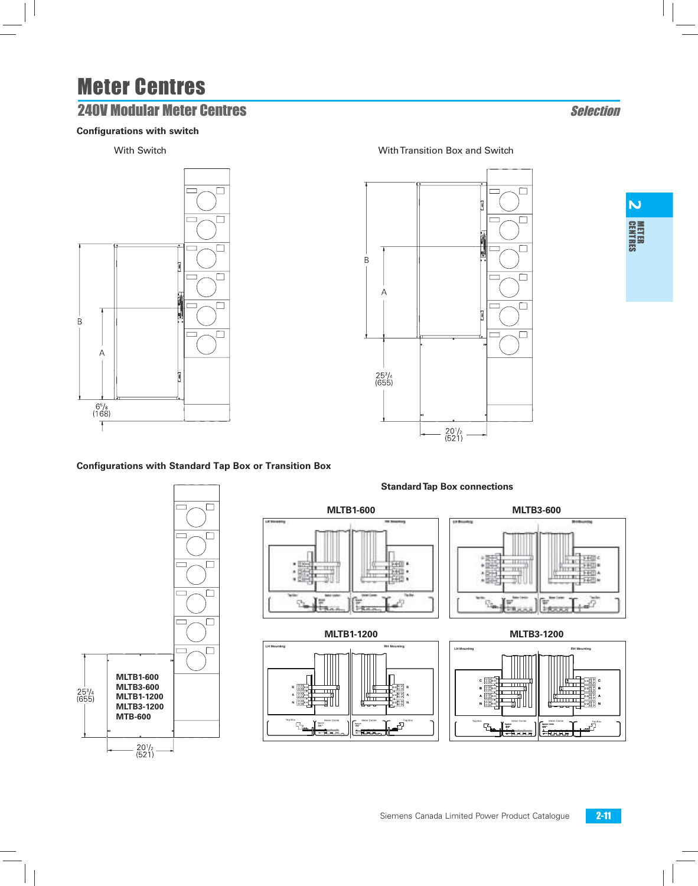# Meter Centres

## 240V Modular Meter Centres

*Selection*

### Configurations with switch

With Switch

B

A

$6^5/_8$
(168)

With Transition Box and Switch

B

A

$25^3/_4$
(655)

$20^1/_2$
(521)

### Configurations with Standard Tap Box or Transition Box

**MLTB1-600**
**MLTB3-600**
**MLTB1-1200**
**MLTB3-1200**
**MTB-600**

$25^3/_4$
(655)

$20^1/_2$
(521)

### Standard Tap Box connections

**MLTB1-600**

**MLTB3-600**

**MLTB1-1200**

LH Mounting — RH Mounting

**MLTB3-1200**

LH Mounting — RH Mounting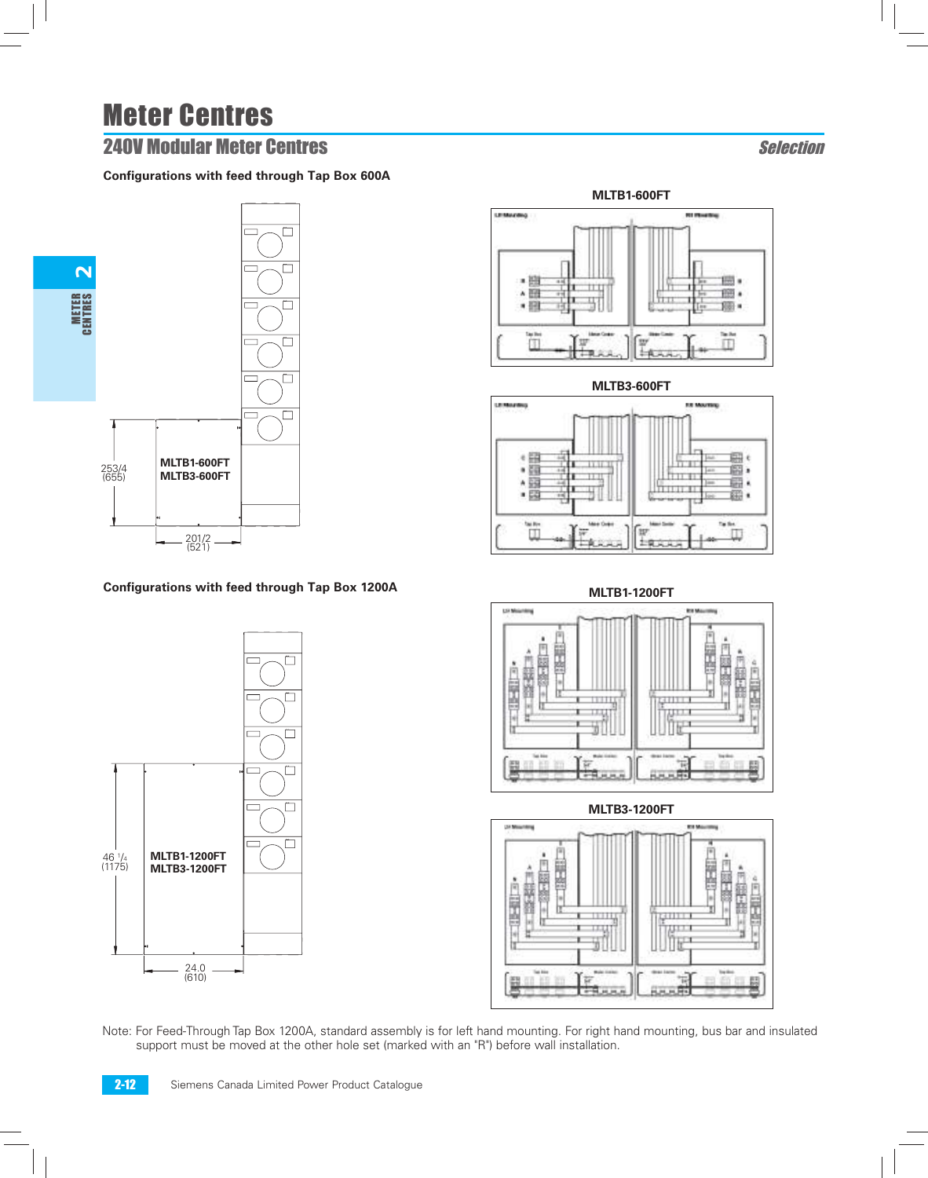# Meter Centres

## 240V Modular Meter Centres

*Selection*

### Configurations with feed through Tap Box 600A

MLTB1-600FT
MLTB3-600FT

253/4
(655)

201/2
(521)

**MLTB1-600FT**

**MLTB3-600FT**

### Configurations with feed through Tap Box 1200A

MLTB1-1200FT
MLTB3-1200FT

46 1/4
(1175)

24.0
(610)

**MLTB1-1200FT**

**MLTB3-1200FT**

Note: For Feed-Through Tap Box 1200A, standard assembly is for left hand mounting. For right hand mounting, bus bar and insulated support must be moved at the other hole set (marked with an "R") before wall installation.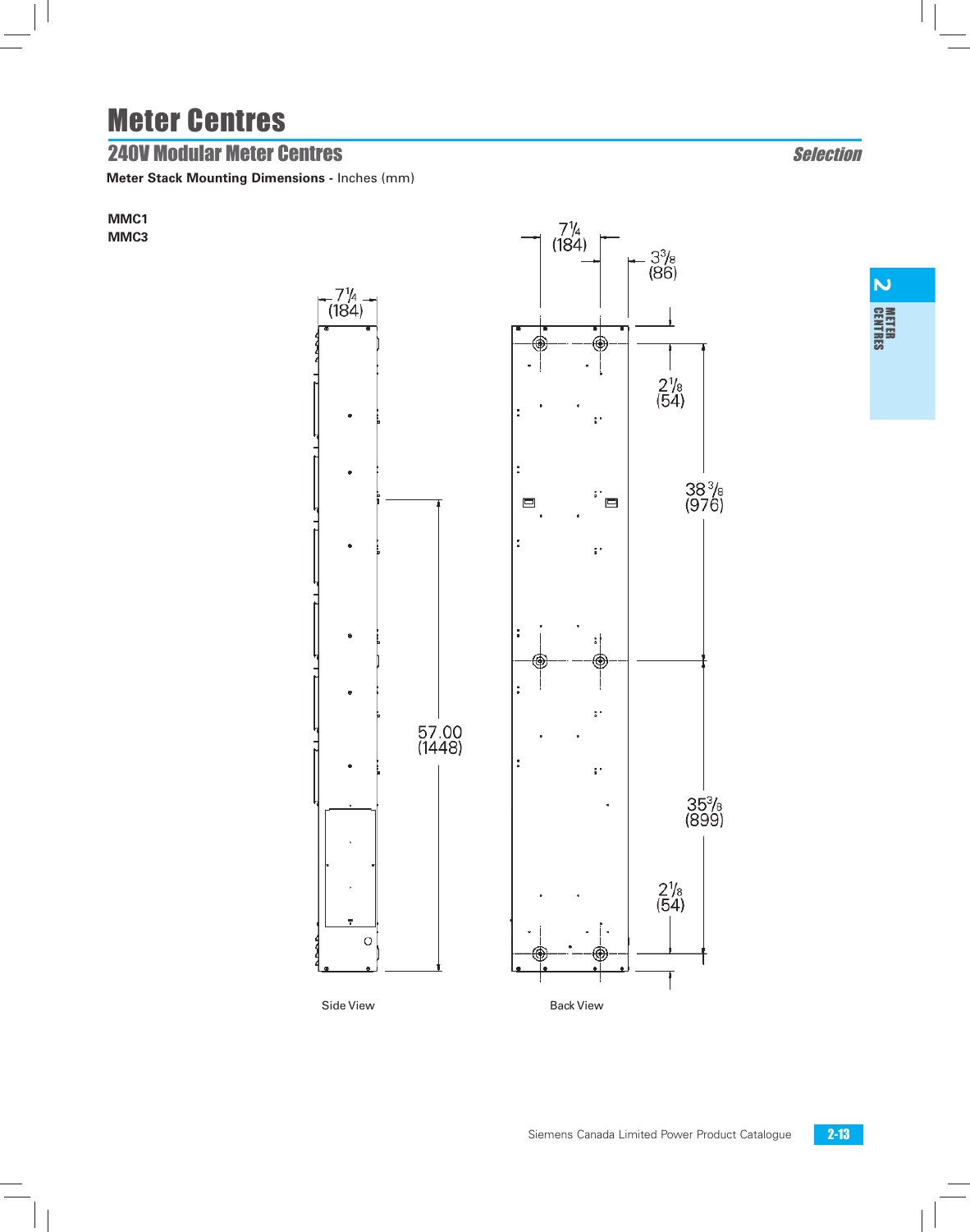# Meter Centres

## 240V Modular Meter Centres

*Selection*

**Meter Stack Mounting Dimensions** - Inches (mm)

**MMC1**
**MMC3**

7¼ (184)

57.00 (1448)

Side View

7¼ (184)

3⅜ (86)

2⅛ (54)

38⅜ (976)

35⅜ (899)

2⅛ (54)

Back View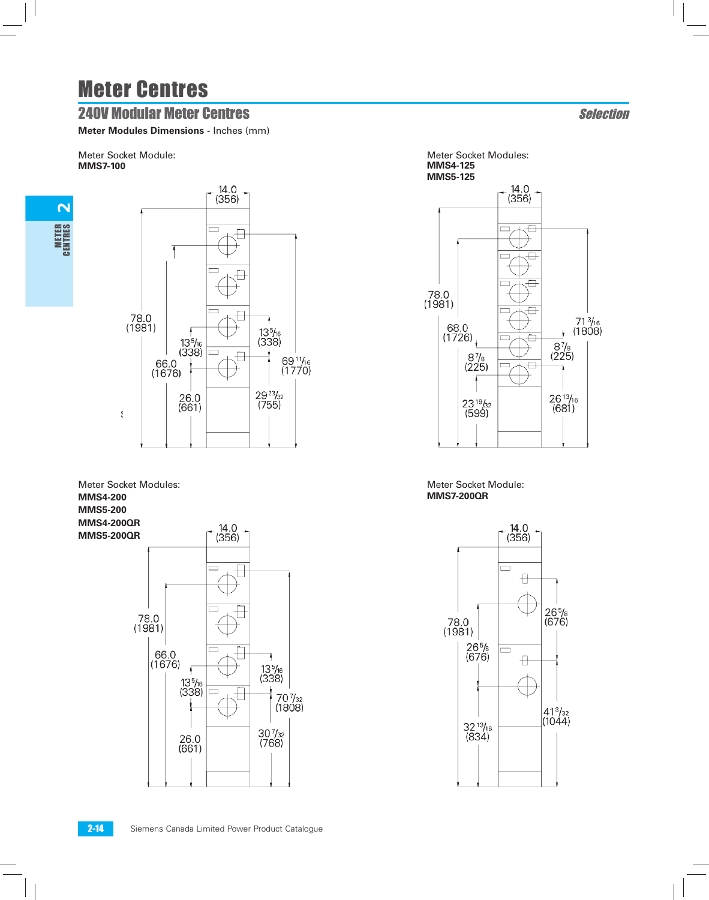# Meter Centres

## 240V Modular Meter Centres

*Selection*

**Meter Modules Dimensions** - Inches (mm)

Meter Socket Module:
**MMS7-100**

14.0 (356)
78.0 (1981)
66.0 (1676)
13 5/16 (338)
26.0 (661)
13 5/16 (338)
69 11/16 (1770)
29 23/32 (755)

Meter Socket Modules:
**MMS4-125**
**MMS5-125**

14.0 (356)
78.0 (1981)
68.0 (1726)
8 7/8 (225)
23 19/32 (599)
71 3/16 (1808)
8 7/8 (225)
26 13/16 (681)

Meter Socket Modules:
**MMS4-200**
**MMS5-200**
**MMS4-200QR**
**MMS5-200QR**

14.0 (356)
78.0 (1981)
66.0 (1676)
13 5/16 (338)
26.0 (661)
13 5/16 (338)
70 7/32 (1808)
30 7/32 (768)

Meter Socket Module:
**MMS7-200QR**

14.0 (356)
78.0 (1981)
26 5/8 (676)
32 13/16 (834)
26 5/8 (676)
41 3/32 (1044)

Siemens Canada Limited Power Product Catalogue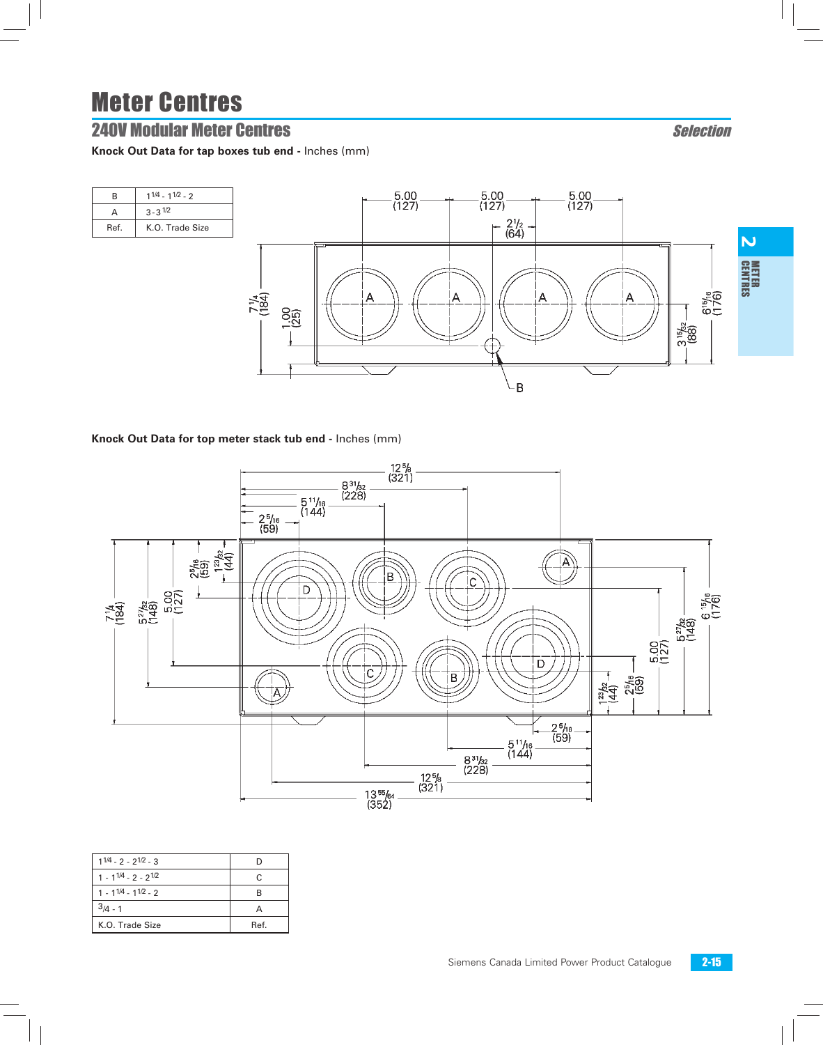# Meter Centres

## 240V Modular Meter Centres

*Selection*

**Knock Out Data for tap boxes tub end -** Inches (mm)

| Ref. | K.O. Trade Size |
|---|---|
| B | $1^{1/4}$ - $1^{1/2}$ - 2 |
| A | 3 - $3^{1/2}$ |

**Knock Out Data for top meter stack tub end -** Inches (mm)

| K.O. Trade Size | Ref. |
|---|---|
| $1^{1/4}$ - 2 - $2^{1/2}$ - 3 | D |
| 1 - $1^{1/4}$ - 2 - $2^{1/2}$ | C |
| 1 - $1^{1/4}$ - $1^{1/2}$ - 2 | B |
| 3/4 - 1 | A |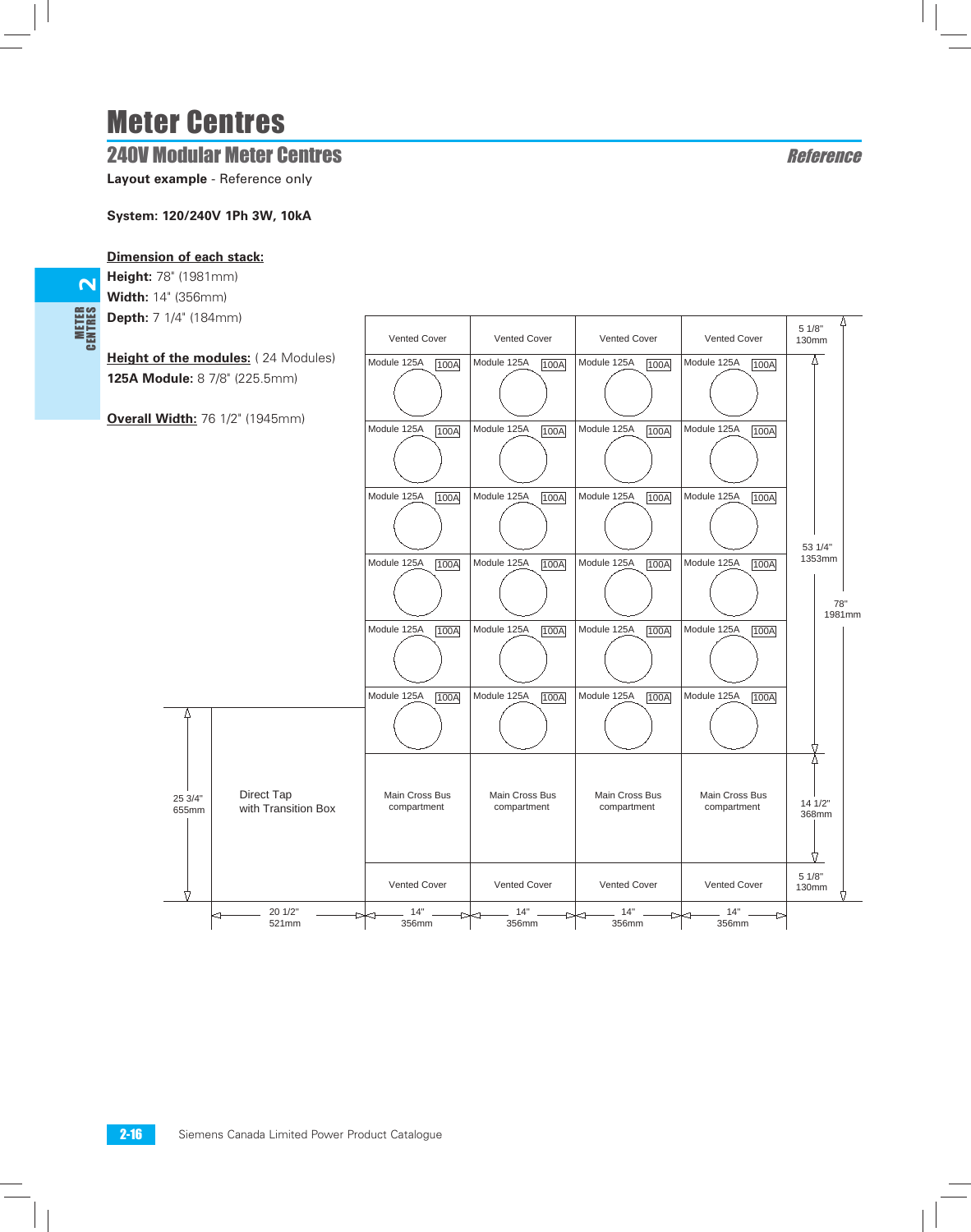# Meter Centres

## 240V Modular Meter Centres

*Reference*

**Layout example** - Reference only

**System: 120/240V 1Ph 3W, 10kA**

**Dimension of each stack:**
**Height:** 78" (1981mm)
**Width:** 14" (356mm)
**Depth:** 7 1/4" (184mm)

**Height of the modules:** ( 24 Modules)
**125A Module:** 8 7/8" (225.5mm)

**Overall Width:** 76 1/2" (1945mm)

Vented Cover
Module 125A 100A
Main Cross Bus compartment
Direct Tap with Transition Box

5 1/8"
130mm

53 1/4"
1353mm

78"
1981mm

14 1/2"
368mm

25 3/4"
655mm

20 1/2"
521mm

14"
356mm

Siemens Canada Limited Power Product Catalogue